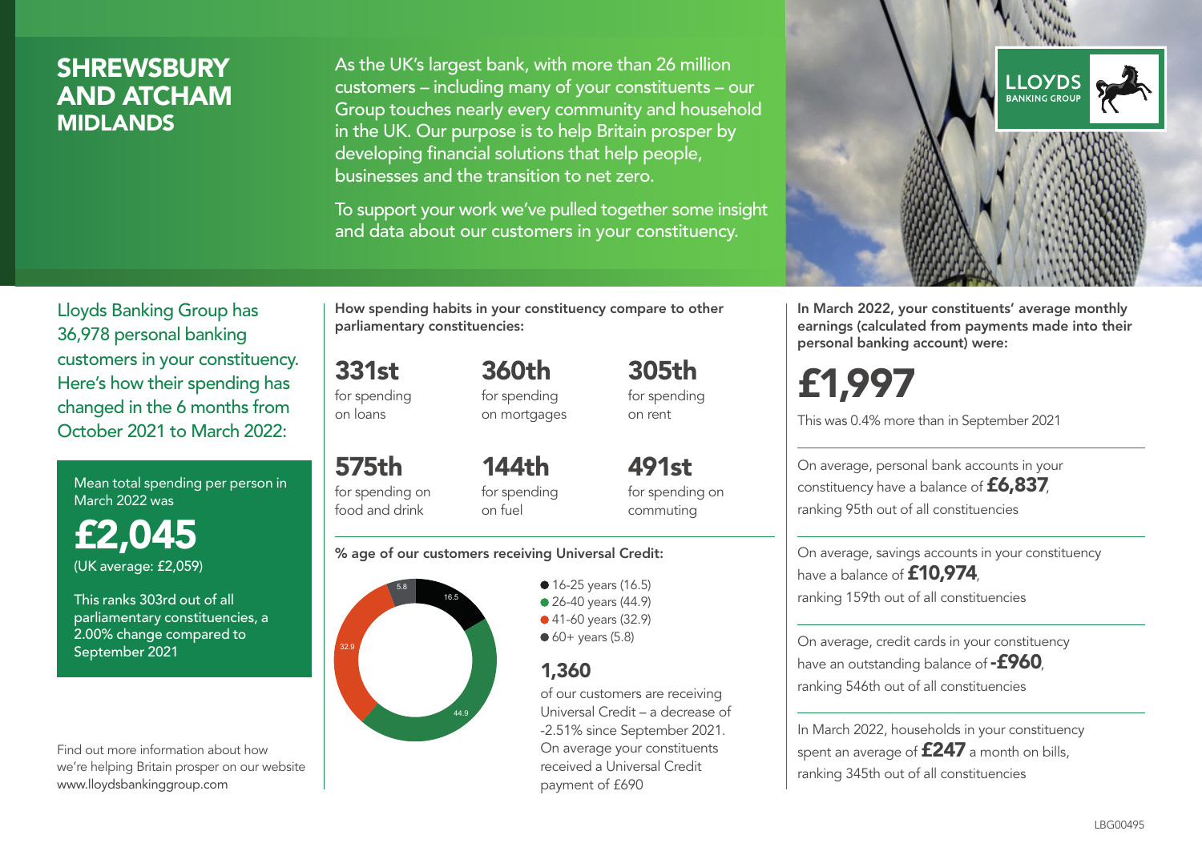# SHREWSBURY AND ATCHAM
## MIDLANDS

As the UK's largest bank, with more than 26 million customers – including many of your constituents – our Group touches nearly every community and household in the UK. Our purpose is to help Britain prosper by developing financial solutions that help people, businesses and the transition to net zero.

To support your work we've pulled together some insight and data about our customers in your constituency.

LLOYDS BANKING GROUP

Lloyds Banking Group has 36,978 personal banking customers in your constituency. Here's how their spending has changed in the 6 months from October 2021 to March 2022:

Mean total spending per person in March 2022 was

**£2,045**
(UK average: £2,059)

This ranks 303rd out of all parliamentary constituencies, a 2.00% change compared to September 2021

Find out more information about how we're helping Britain prosper on our website www.lloydsbankinggroup.com

**How spending habits in your constituency compare to other parliamentary constituencies:**

**331st** for spending on loans

**360th** for spending on mortgages

**305th** for spending on rent

**575th** for spending on food and drink

**144th** for spending on fuel

**491st** for spending on commuting

**% age of our customers receiving Universal Credit:**

- 16-25 years (16.5)
- 26-40 years (44.9)
- 41-60 years (32.9)
- 60+ years (5.8)

**1,360**
of our customers are receiving Universal Credit – a decrease of -2.51% since September 2021. On average your constituents received a Universal Credit payment of £690

**In March 2022, your constituents' average monthly earnings (calculated from payments made into their personal banking account) were:**

**£1,997**

This was 0.4% more than in September 2021

On average, personal bank accounts in your constituency have a balance of **£6,837**, ranking 95th out of all constituencies

On average, savings accounts in your constituency have a balance of **£10,974**, ranking 159th out of all constituencies

On average, credit cards in your constituency have an outstanding balance of **-£960**, ranking 546th out of all constituencies

In March 2022, households in your constituency spent an average of **£247** a month on bills, ranking 345th out of all constituencies

LBG00495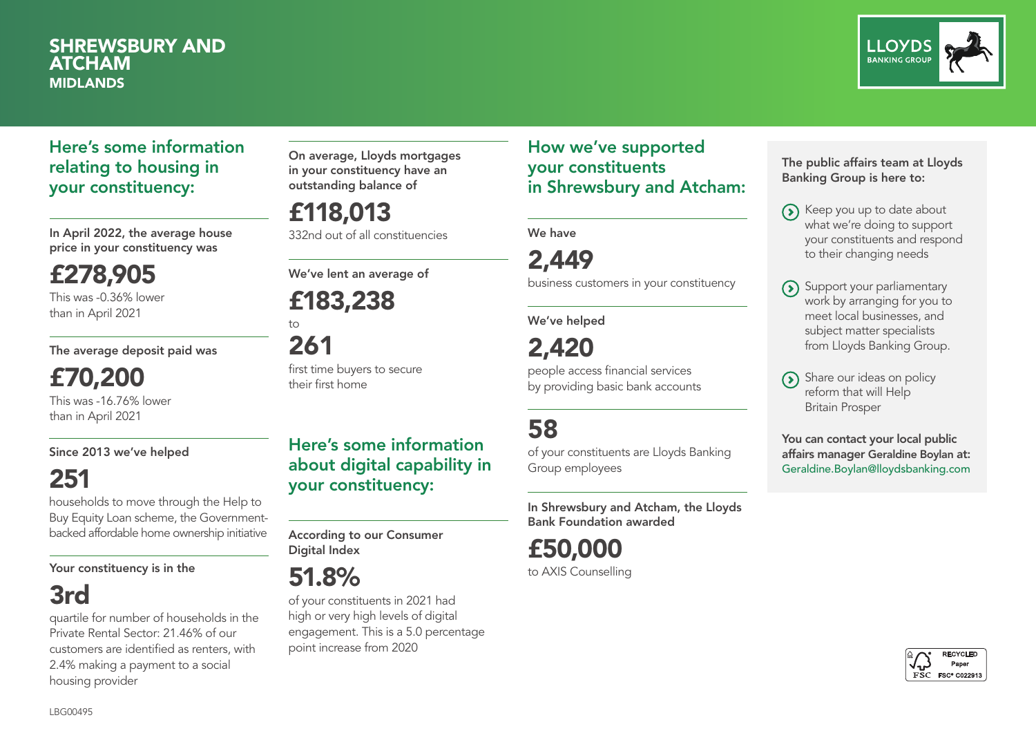# SHREWSBURY AND ATCHAM

## MIDLANDS

LLOYDS BANKING GROUP

## Here's some information relating to housing in your constituency:

**In April 2022, the average house price in your constituency was**

**£278,905**

This was -0.36% lower than in April 2021

**The average deposit paid was**

**£70,200**

This was -16.76% lower than in April 2021

**Since 2013 we've helped**

**251**

households to move through the Help to Buy Equity Loan scheme, the Government-backed affordable home ownership initiative

**Your constituency is in the**

**3rd**

quartile for number of households in the Private Rental Sector: 21.46% of our customers are identified as renters, with 2.4% making a payment to a social housing provider

**On average, Lloyds mortgages in your constituency have an outstanding balance of**

**£118,013**

332nd out of all constituencies

**We've lent an average of**

**£183,238**

to

**261**

first time buyers to secure their first home

## Here's some information about digital capability in your constituency:

**According to our Consumer Digital Index**

**51.8%**

of your constituents in 2021 had high or very high levels of digital engagement. This is a 5.0 percentage point increase from 2020

## How we've supported your constituents in Shrewsbury and Atcham:

**We have**

**2,449**

business customers in your constituency

**We've helped**

**2,420**

people access financial services by providing basic bank accounts

**58**

of your constituents are Lloyds Banking Group employees

**In Shrewsbury and Atcham, the Lloyds Bank Foundation awarded**

**£50,000**

to AXIS Counselling

**The public affairs team at Lloyds Banking Group is here to:**

- Keep you up to date about what we're doing to support your constituents and respond to their changing needs
- Support your parliamentary work by arranging for you to meet local businesses, and subject matter specialists from Lloyds Banking Group.
- Share our ideas on policy reform that will Help Britain Prosper

**You can contact your local public affairs manager Geraldine Boylan at:**
Geraldine.Boylan@lloydsbanking.com

RECYCLED Paper FSC FSC® C022913

LBG00495